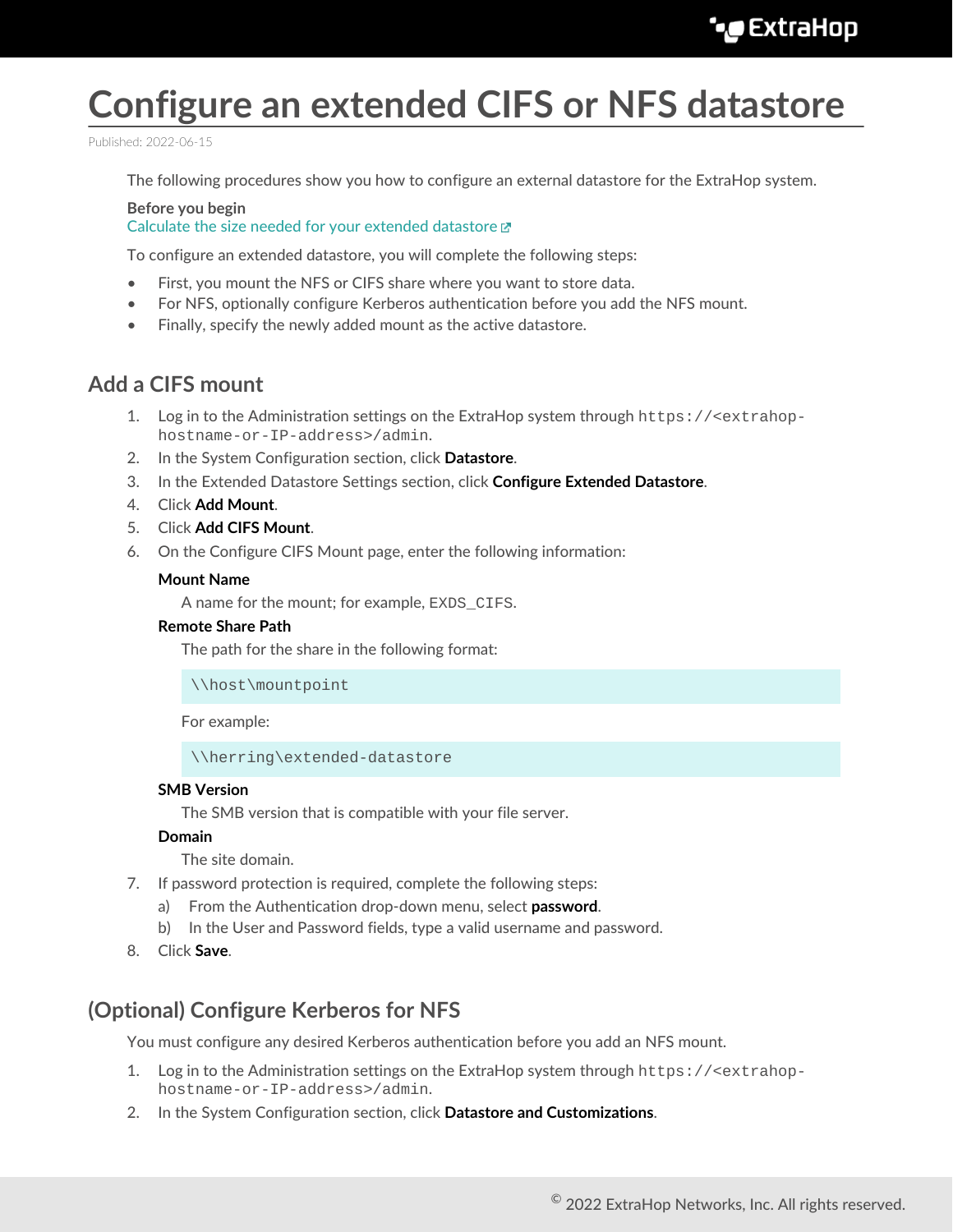# Configure an extended CIFS or NFS datastore

Published: 2022-06-15

The following procedures show you how to configure an external datastore for the ExtraHop system.

**Before you begin**

Calculate the size needed for your extended datastore

To configure an extended datastore, you will complete the following steps:

- First, you mount the NFS or CIFS share where you want to store data.
- For NFS, optionally configure Kerberos authentication before you add the NFS mount.
- Finally, specify the newly added mount as the active datastore.

## Add a CIFS mount

1. Log in to the Administration settings on the ExtraHop system through `https://<extrahop-hostname-or-IP-address>/admin`.
2. In the System Configuration section, click **Datastore**.
3. In the Extended Datastore Settings section, click **Configure Extended Datastore**.
4. Click **Add Mount**.
5. Click **Add CIFS Mount**.
6. On the Configure CIFS Mount page, enter the following information:

   **Mount Name**

   A name for the mount; for example, `EXDS_CIFS`.

   **Remote Share Path**

   The path for the share in the following format:

   ```
   \\host\mountpoint
   ```

   For example:

   ```
   \\herring\extended-datastore
   ```

   **SMB Version**

   The SMB version that is compatible with your file server.

   **Domain**

   The site domain.
7. If password protection is required, complete the following steps:
   a) From the Authentication drop-down menu, select **password**.
   b) In the User and Password fields, type a valid username and password.
8. Click **Save**.

## (Optional) Configure Kerberos for NFS

You must configure any desired Kerberos authentication before you add an NFS mount.

1. Log in to the Administration settings on the ExtraHop system through `https://<extrahop-hostname-or-IP-address>/admin`.
2. In the System Configuration section, click **Datastore and Customizations**.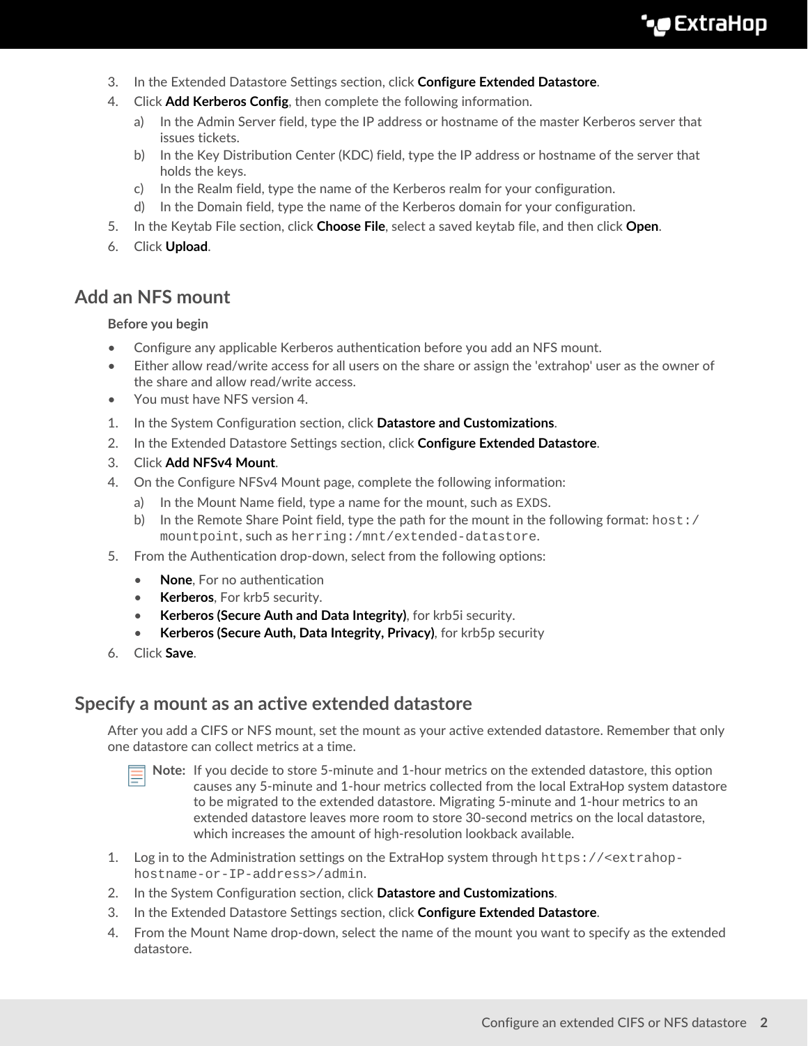3. In the Extended Datastore Settings section, click **Configure Extended Datastore**.
4. Click **Add Kerberos Config**, then complete the following information.
   a) In the Admin Server field, type the IP address or hostname of the master Kerberos server that issues tickets.
   b) In the Key Distribution Center (KDC) field, type the IP address or hostname of the server that holds the keys.
   c) In the Realm field, type the name of the Kerberos realm for your configuration.
   d) In the Domain field, type the name of the Kerberos domain for your configuration.
5. In the Keytab File section, click **Choose File**, select a saved keytab file, and then click **Open**.
6. Click **Upload**.

## Add an NFS mount

**Before you begin**

- Configure any applicable Kerberos authentication before you add an NFS mount.
- Either allow read/write access for all users on the share or assign the 'extrahop' user as the owner of the share and allow read/write access.
- You must have NFS version 4.

1. In the System Configuration section, click **Datastore and Customizations**.
2. In the Extended Datastore Settings section, click **Configure Extended Datastore**.
3. Click **Add NFSv4 Mount**.
4. On the Configure NFSv4 Mount page, complete the following information:
   a) In the Mount Name field, type a name for the mount, such as `EXDS`.
   b) In the Remote Share Point field, type the path for the mount in the following format: `host:/mountpoint`, such as `herring:/mnt/extended-datastore`.
5. From the Authentication drop-down, select from the following options:
   - **None**, For no authentication
   - **Kerberos**, For krb5 security.
   - **Kerberos (Secure Auth and Data Integrity)**, for krb5i security.
   - **Kerberos (Secure Auth, Data Integrity, Privacy)**, for krb5p security
6. Click **Save**.

## Specify a mount as an active extended datastore

After you add a CIFS or NFS mount, set the mount as your active extended datastore. Remember that only one datastore can collect metrics at a time.

> **Note:** If you decide to store 5-minute and 1-hour metrics on the extended datastore, this option causes any 5-minute and 1-hour metrics collected from the local ExtraHop system datastore to be migrated to the extended datastore. Migrating 5-minute and 1-hour metrics to an extended datastore leaves more room to store 30-second metrics on the local datastore, which increases the amount of high-resolution lookback available.

1. Log in to the Administration settings on the ExtraHop system through `https://<extrahop-hostname-or-IP-address>/admin`.
2. In the System Configuration section, click **Datastore and Customizations**.
3. In the Extended Datastore Settings section, click **Configure Extended Datastore**.
4. From the Mount Name drop-down, select the name of the mount you want to specify as the extended datastore.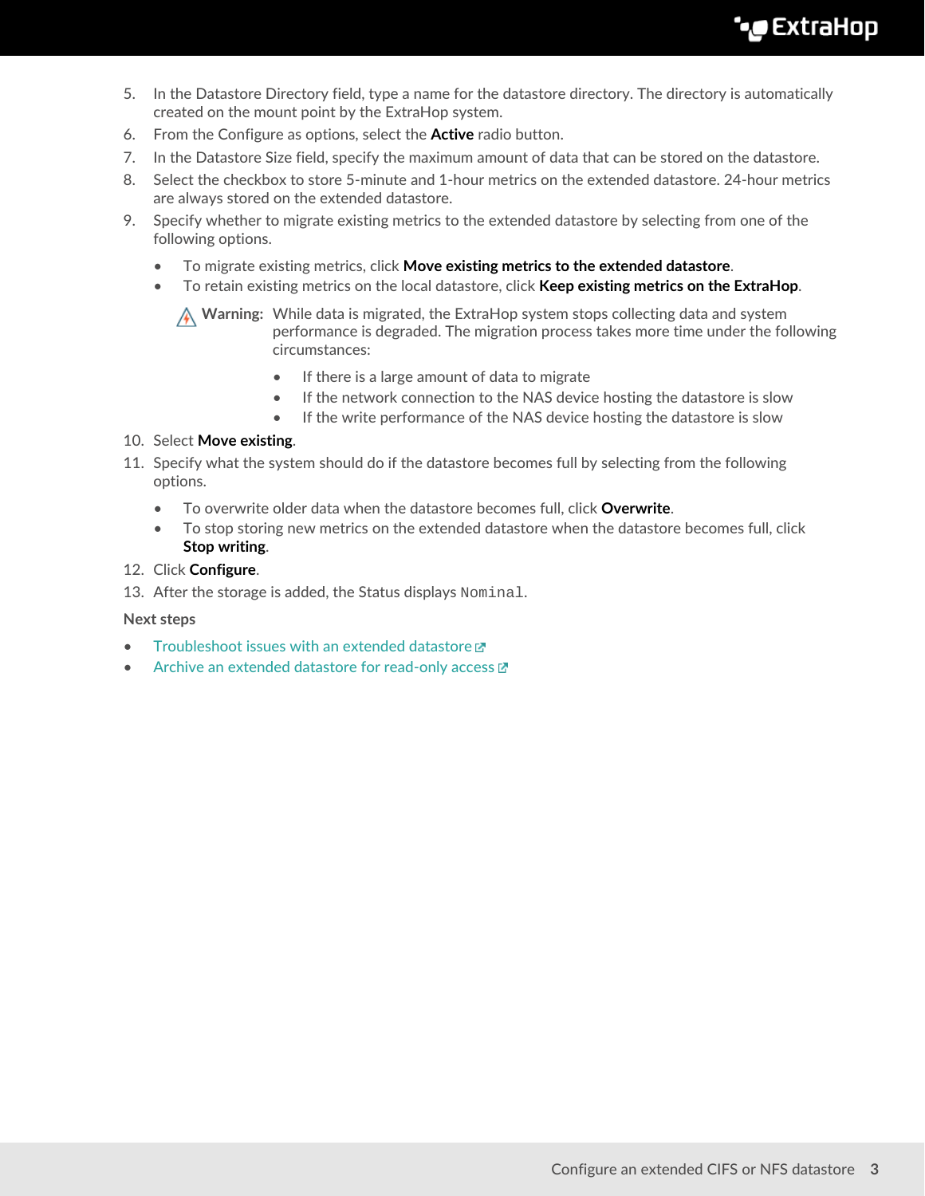5. In the Datastore Directory field, type a name for the datastore directory. The directory is automatically created on the mount point by the ExtraHop system.
6. From the Configure as options, select the **Active** radio button.
7. In the Datastore Size field, specify the maximum amount of data that can be stored on the datastore.
8. Select the checkbox to store 5-minute and 1-hour metrics on the extended datastore. 24-hour metrics are always stored on the extended datastore.
9. Specify whether to migrate existing metrics to the extended datastore by selecting from one of the following options.
   - To migrate existing metrics, click **Move existing metrics to the extended datastore**.
   - To retain existing metrics on the local datastore, click **Keep existing metrics on the ExtraHop**.

   **Warning:** While data is migrated, the ExtraHop system stops collecting data and system performance is degraded. The migration process takes more time under the following circumstances:

   - If there is a large amount of data to migrate
   - If the network connection to the NAS device hosting the datastore is slow
   - If the write performance of the NAS device hosting the datastore is slow
10. Select **Move existing**.
11. Specify what the system should do if the datastore becomes full by selecting from the following options.
    - To overwrite older data when the datastore becomes full, click **Overwrite**.
    - To stop storing new metrics on the extended datastore when the datastore becomes full, click **Stop writing**.
12. Click **Configure**.
13. After the storage is added, the Status displays `Nominal`.

**Next steps**

- Troubleshoot issues with an extended datastore
- Archive an extended datastore for read-only access